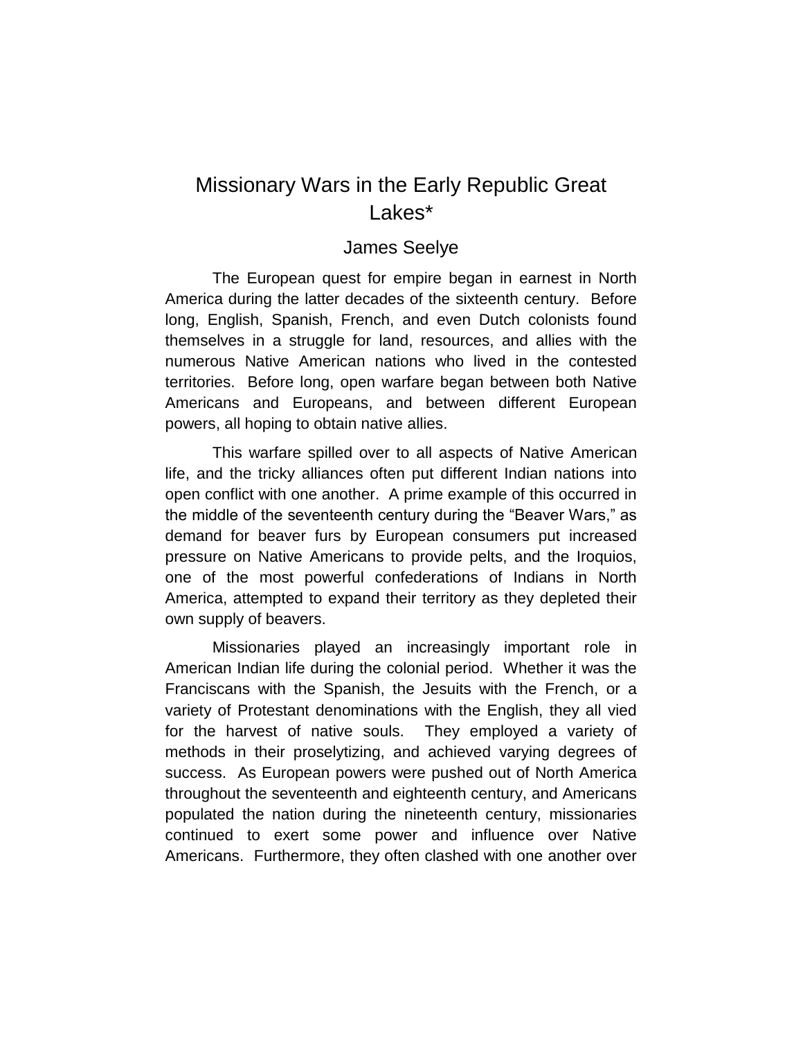# Missionary Wars in the Early Republic Great Lakes*

James Seelye

The European quest for empire began in earnest in North America during the latter decades of the sixteenth century. Before long, English, Spanish, French, and even Dutch colonists found themselves in a struggle for land, resources, and allies with the numerous Native American nations who lived in the contested territories. Before long, open warfare began between both Native Americans and Europeans, and between different European powers, all hoping to obtain native allies.

This warfare spilled over to all aspects of Native American life, and the tricky alliances often put different Indian nations into open conflict with one another. A prime example of this occurred in the middle of the seventeenth century during the "Beaver Wars," as demand for beaver furs by European consumers put increased pressure on Native Americans to provide pelts, and the Iroquios, one of the most powerful confederations of Indians in North America, attempted to expand their territory as they depleted their own supply of beavers.

Missionaries played an increasingly important role in American Indian life during the colonial period. Whether it was the Franciscans with the Spanish, the Jesuits with the French, or a variety of Protestant denominations with the English, they all vied for the harvest of native souls. They employed a variety of methods in their proselytizing, and achieved varying degrees of success. As European powers were pushed out of North America throughout the seventeenth and eighteenth century, and Americans populated the nation during the nineteenth century, missionaries continued to exert some power and influence over Native Americans. Furthermore, they often clashed with one another over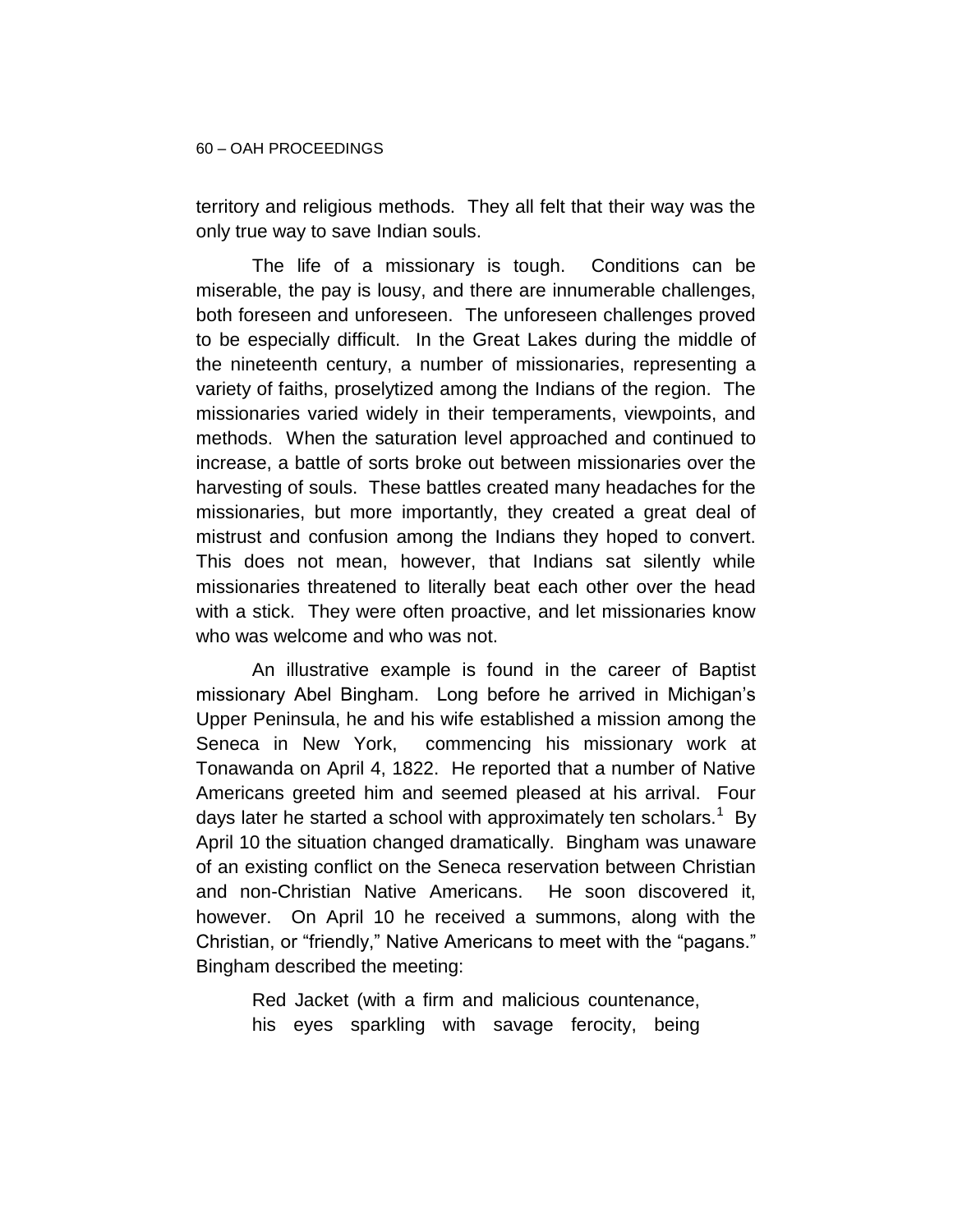territory and religious methods. They all felt that their way was the only true way to save Indian souls.

The life of a missionary is tough. Conditions can be miserable, the pay is lousy, and there are innumerable challenges, both foreseen and unforeseen. The unforeseen challenges proved to be especially difficult. In the Great Lakes during the middle of the nineteenth century, a number of missionaries, representing a variety of faiths, proselytized among the Indians of the region. The missionaries varied widely in their temperaments, viewpoints, and methods. When the saturation level approached and continued to increase, a battle of sorts broke out between missionaries over the harvesting of souls. These battles created many headaches for the missionaries, but more importantly, they created a great deal of mistrust and confusion among the Indians they hoped to convert. This does not mean, however, that Indians sat silently while missionaries threatened to literally beat each other over the head with a stick. They were often proactive, and let missionaries know who was welcome and who was not.

An illustrative example is found in the career of Baptist missionary Abel Bingham. Long before he arrived in Michigan's Upper Peninsula, he and his wife established a mission among the Seneca in New York, commencing his missionary work at Tonawanda on April 4, 1822. He reported that a number of Native Americans greeted him and seemed pleased at his arrival. Four days later he started a school with approximately ten scholars.[1] By April 10 the situation changed dramatically. Bingham was unaware of an existing conflict on the Seneca reservation between Christian and non-Christian Native Americans. He soon discovered it, however. On April 10 he received a summons, along with the Christian, or "friendly," Native Americans to meet with the "pagans." Bingham described the meeting:

> Red Jacket (with a firm and malicious countenance, his eyes sparkling with savage ferocity, being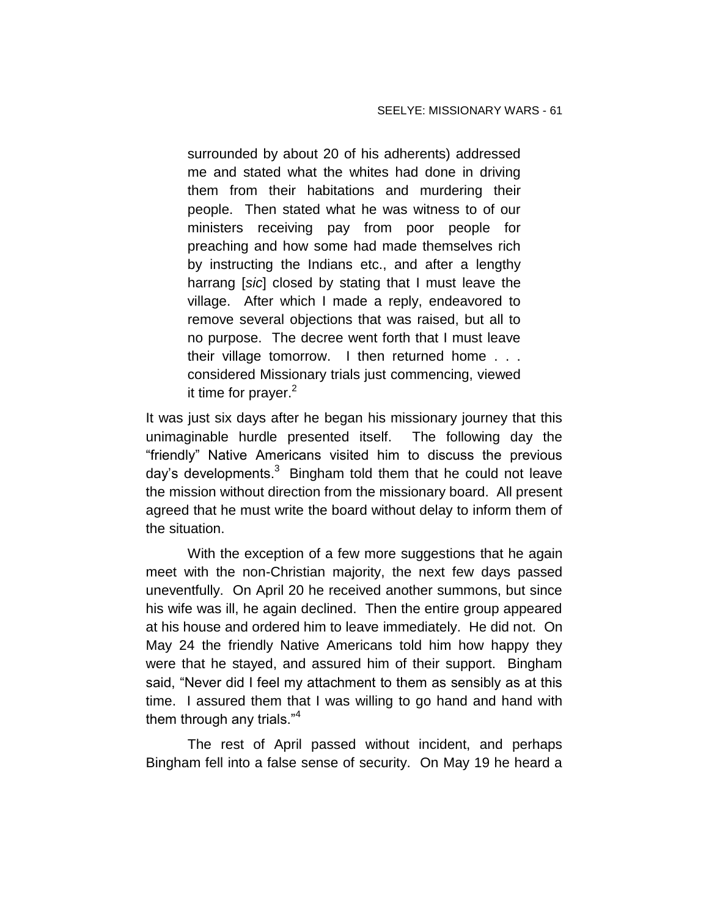> surrounded by about 20 of his adherents) addressed me and stated what the whites had done in driving them from their habitations and murdering their people. Then stated what he was witness to of our ministers receiving pay from poor people for preaching and how some had made themselves rich by instructing the Indians etc., and after a lengthy harrang [*sic*] closed by stating that I must leave the village. After which I made a reply, endeavored to remove several objections that was raised, but all to no purpose. The decree went forth that I must leave their village tomorrow. I then returned home . . . considered Missionary trials just commencing, viewed it time for prayer.[2]

It was just six days after he began his missionary journey that this unimaginable hurdle presented itself. The following day the "friendly" Native Americans visited him to discuss the previous day's developments.[3] Bingham told them that he could not leave the mission without direction from the missionary board. All present agreed that he must write the board without delay to inform them of the situation.

With the exception of a few more suggestions that he again meet with the non-Christian majority, the next few days passed uneventfully. On April 20 he received another summons, but since his wife was ill, he again declined. Then the entire group appeared at his house and ordered him to leave immediately. He did not. On May 24 the friendly Native Americans told him how happy they were that he stayed, and assured him of their support. Bingham said, "Never did I feel my attachment to them as sensibly as at this time. I assured them that I was willing to go hand and hand with them through any trials."[4]

The rest of April passed without incident, and perhaps Bingham fell into a false sense of security. On May 19 he heard a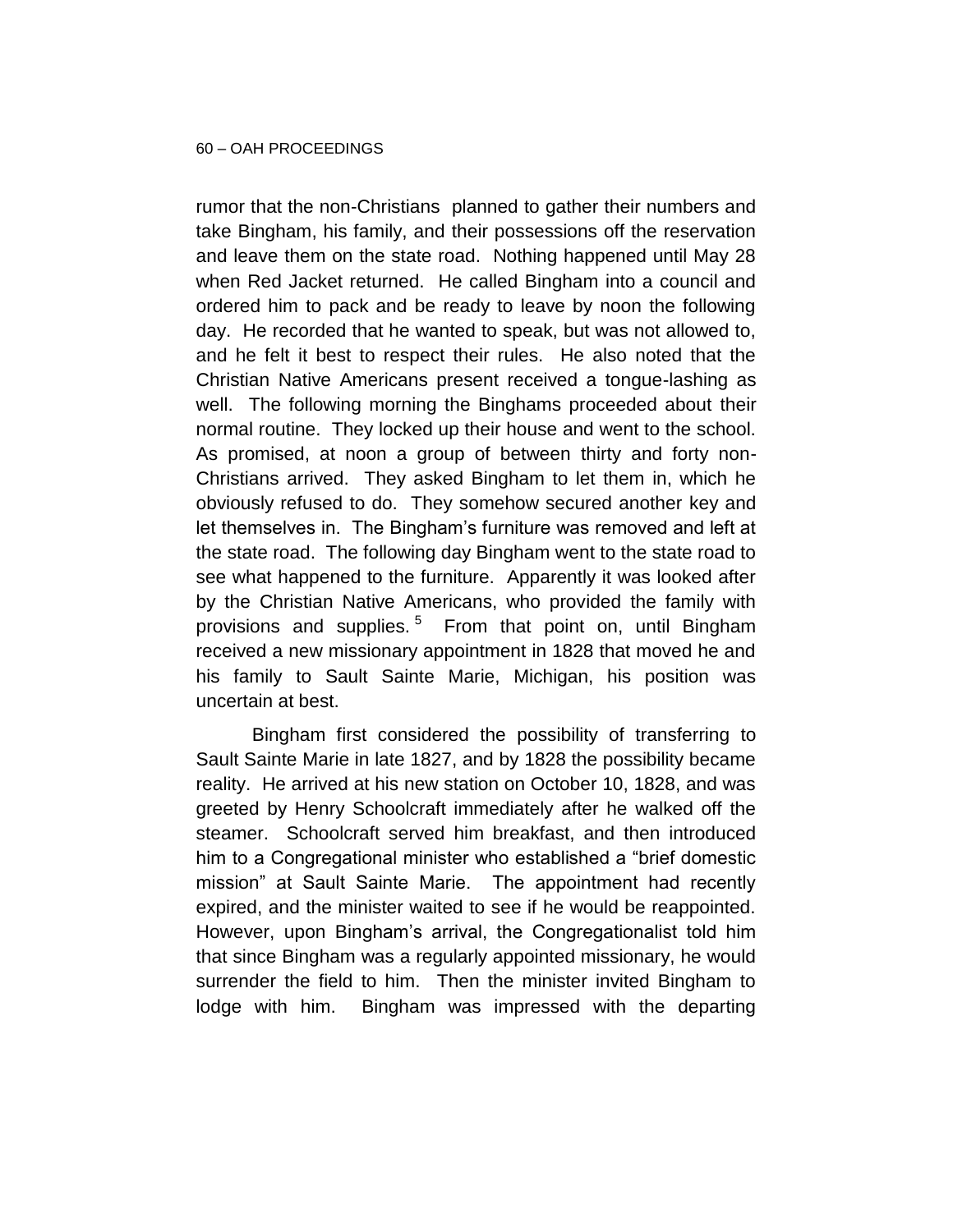rumor that the non-Christians planned to gather their numbers and take Bingham, his family, and their possessions off the reservation and leave them on the state road. Nothing happened until May 28 when Red Jacket returned. He called Bingham into a council and ordered him to pack and be ready to leave by noon the following day. He recorded that he wanted to speak, but was not allowed to, and he felt it best to respect their rules. He also noted that the Christian Native Americans present received a tongue-lashing as well. The following morning the Binghams proceeded about their normal routine. They locked up their house and went to the school. As promised, at noon a group of between thirty and forty non-Christians arrived. They asked Bingham to let them in, which he obviously refused to do. They somehow secured another key and let themselves in. The Bingham's furniture was removed and left at the state road. The following day Bingham went to the state road to see what happened to the furniture. Apparently it was looked after by the Christian Native Americans, who provided the family with provisions and supplies.[5] From that point on, until Bingham received a new missionary appointment in 1828 that moved he and his family to Sault Sainte Marie, Michigan, his position was uncertain at best.

Bingham first considered the possibility of transferring to Sault Sainte Marie in late 1827, and by 1828 the possibility became reality. He arrived at his new station on October 10, 1828, and was greeted by Henry Schoolcraft immediately after he walked off the steamer. Schoolcraft served him breakfast, and then introduced him to a Congregational minister who established a "brief domestic mission" at Sault Sainte Marie. The appointment had recently expired, and the minister waited to see if he would be reappointed. However, upon Bingham's arrival, the Congregationalist told him that since Bingham was a regularly appointed missionary, he would surrender the field to him. Then the minister invited Bingham to lodge with him. Bingham was impressed with the departing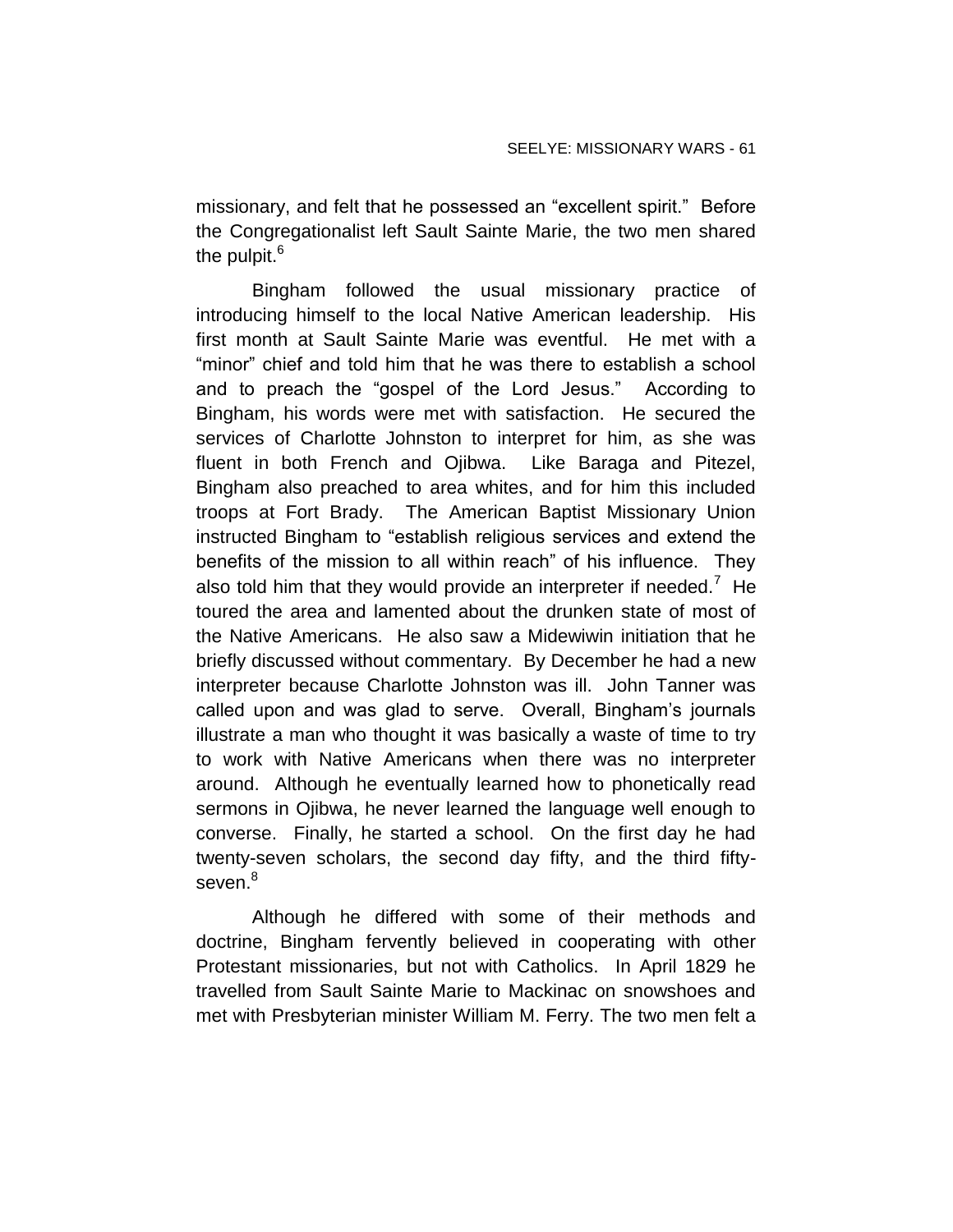missionary, and felt that he possessed an "excellent spirit." Before the Congregationalist left Sault Sainte Marie, the two men shared the pulpit.[6]

Bingham followed the usual missionary practice of introducing himself to the local Native American leadership. His first month at Sault Sainte Marie was eventful. He met with a "minor" chief and told him that he was there to establish a school and to preach the "gospel of the Lord Jesus." According to Bingham, his words were met with satisfaction. He secured the services of Charlotte Johnston to interpret for him, as she was fluent in both French and Ojibwa. Like Baraga and Pitezel, Bingham also preached to area whites, and for him this included troops at Fort Brady. The American Baptist Missionary Union instructed Bingham to "establish religious services and extend the benefits of the mission to all within reach" of his influence. They also told him that they would provide an interpreter if needed.[7] He toured the area and lamented about the drunken state of most of the Native Americans. He also saw a Midewiwin initiation that he briefly discussed without commentary. By December he had a new interpreter because Charlotte Johnston was ill. John Tanner was called upon and was glad to serve. Overall, Bingham's journals illustrate a man who thought it was basically a waste of time to try to work with Native Americans when there was no interpreter around. Although he eventually learned how to phonetically read sermons in Ojibwa, he never learned the language well enough to converse. Finally, he started a school. On the first day he had twenty-seven scholars, the second day fifty, and the third fifty-seven.[8]

Although he differed with some of their methods and doctrine, Bingham fervently believed in cooperating with other Protestant missionaries, but not with Catholics. In April 1829 he travelled from Sault Sainte Marie to Mackinac on snowshoes and met with Presbyterian minister William M. Ferry. The two men felt a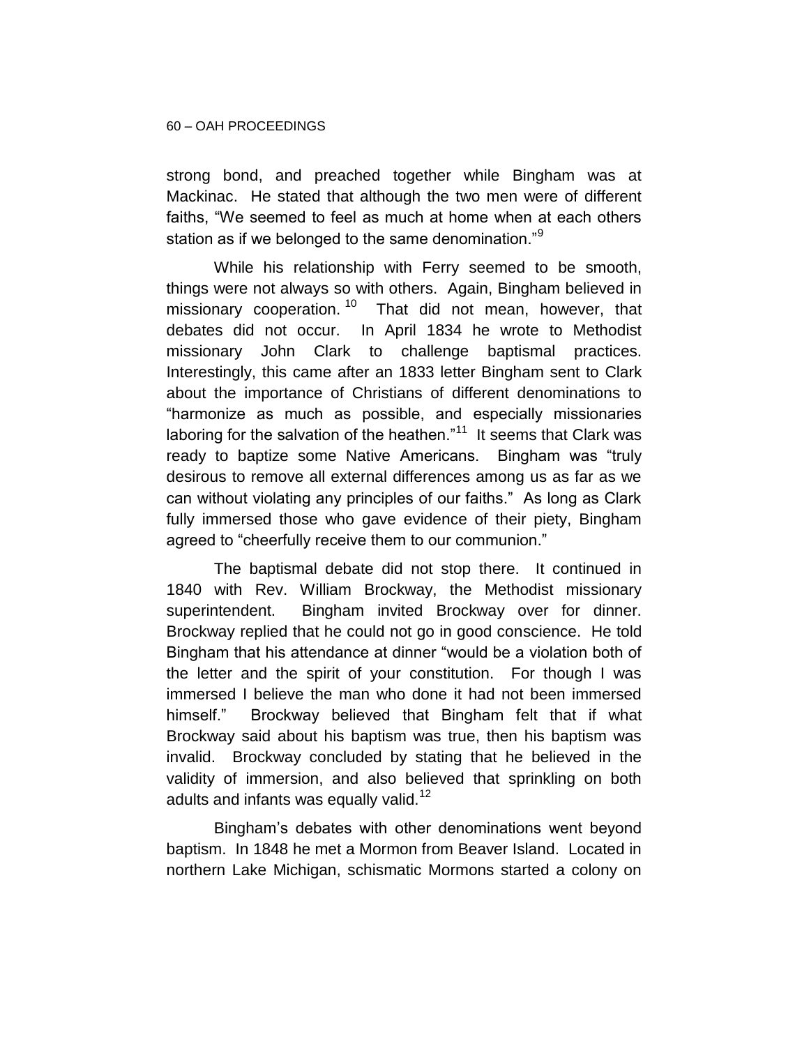strong bond, and preached together while Bingham was at Mackinac. He stated that although the two men were of different faiths, "We seemed to feel as much at home when at each others station as if we belonged to the same denomination."[9]

While his relationship with Ferry seemed to be smooth, things were not always so with others. Again, Bingham believed in missionary cooperation.[10] That did not mean, however, that debates did not occur. In April 1834 he wrote to Methodist missionary John Clark to challenge baptismal practices. Interestingly, this came after an 1833 letter Bingham sent to Clark about the importance of Christians of different denominations to "harmonize as much as possible, and especially missionaries laboring for the salvation of the heathen."[11] It seems that Clark was ready to baptize some Native Americans. Bingham was "truly desirous to remove all external differences among us as far as we can without violating any principles of our faiths." As long as Clark fully immersed those who gave evidence of their piety, Bingham agreed to "cheerfully receive them to our communion."

The baptismal debate did not stop there. It continued in 1840 with Rev. William Brockway, the Methodist missionary superintendent. Bingham invited Brockway over for dinner. Brockway replied that he could not go in good conscience. He told Bingham that his attendance at dinner "would be a violation both of the letter and the spirit of your constitution. For though I was immersed I believe the man who done it had not been immersed himself." Brockway believed that Bingham felt that if what Brockway said about his baptism was true, then his baptism was invalid. Brockway concluded by stating that he believed in the validity of immersion, and also believed that sprinkling on both adults and infants was equally valid.[12]

Bingham's debates with other denominations went beyond baptism. In 1848 he met a Mormon from Beaver Island. Located in northern Lake Michigan, schismatic Mormons started a colony on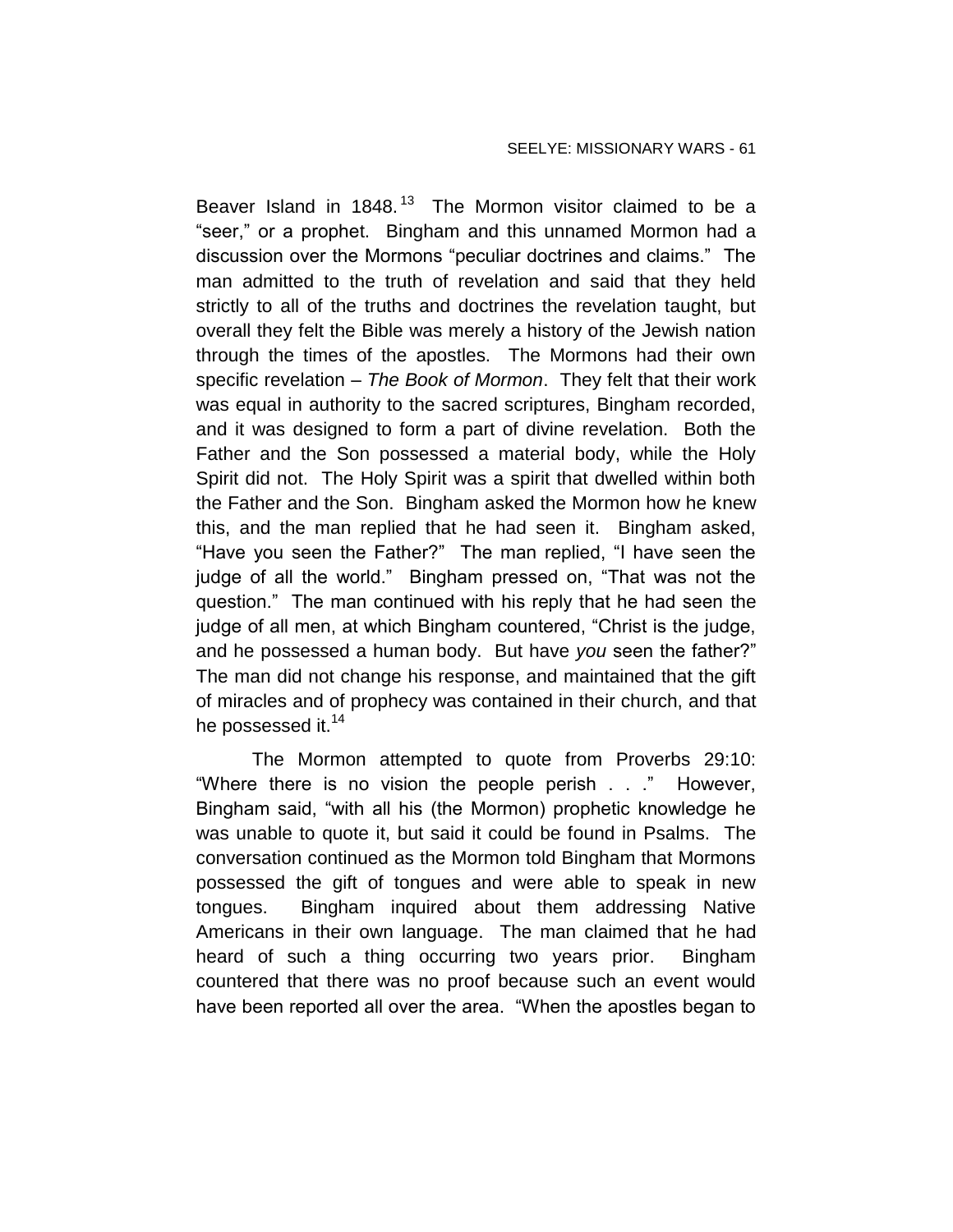Beaver Island in 1848.[13] The Mormon visitor claimed to be a "seer," or a prophet. Bingham and this unnamed Mormon had a discussion over the Mormons "peculiar doctrines and claims." The man admitted to the truth of revelation and said that they held strictly to all of the truths and doctrines the revelation taught, but overall they felt the Bible was merely a history of the Jewish nation through the times of the apostles. The Mormons had their own specific revelation – *The Book of Mormon*. They felt that their work was equal in authority to the sacred scriptures, Bingham recorded, and it was designed to form a part of divine revelation. Both the Father and the Son possessed a material body, while the Holy Spirit did not. The Holy Spirit was a spirit that dwelled within both the Father and the Son. Bingham asked the Mormon how he knew this, and the man replied that he had seen it. Bingham asked, "Have you seen the Father?" The man replied, "I have seen the judge of all the world." Bingham pressed on, "That was not the question." The man continued with his reply that he had seen the judge of all men, at which Bingham countered, "Christ is the judge, and he possessed a human body. But have *you* seen the father?" The man did not change his response, and maintained that the gift of miracles and of prophecy was contained in their church, and that he possessed it.[14]

The Mormon attempted to quote from Proverbs 29:10: "Where there is no vision the people perish . . ." However, Bingham said, "with all his (the Mormon) prophetic knowledge he was unable to quote it, but said it could be found in Psalms. The conversation continued as the Mormon told Bingham that Mormons possessed the gift of tongues and were able to speak in new tongues. Bingham inquired about them addressing Native Americans in their own language. The man claimed that he had heard of such a thing occurring two years prior. Bingham countered that there was no proof because such an event would have been reported all over the area. "When the apostles began to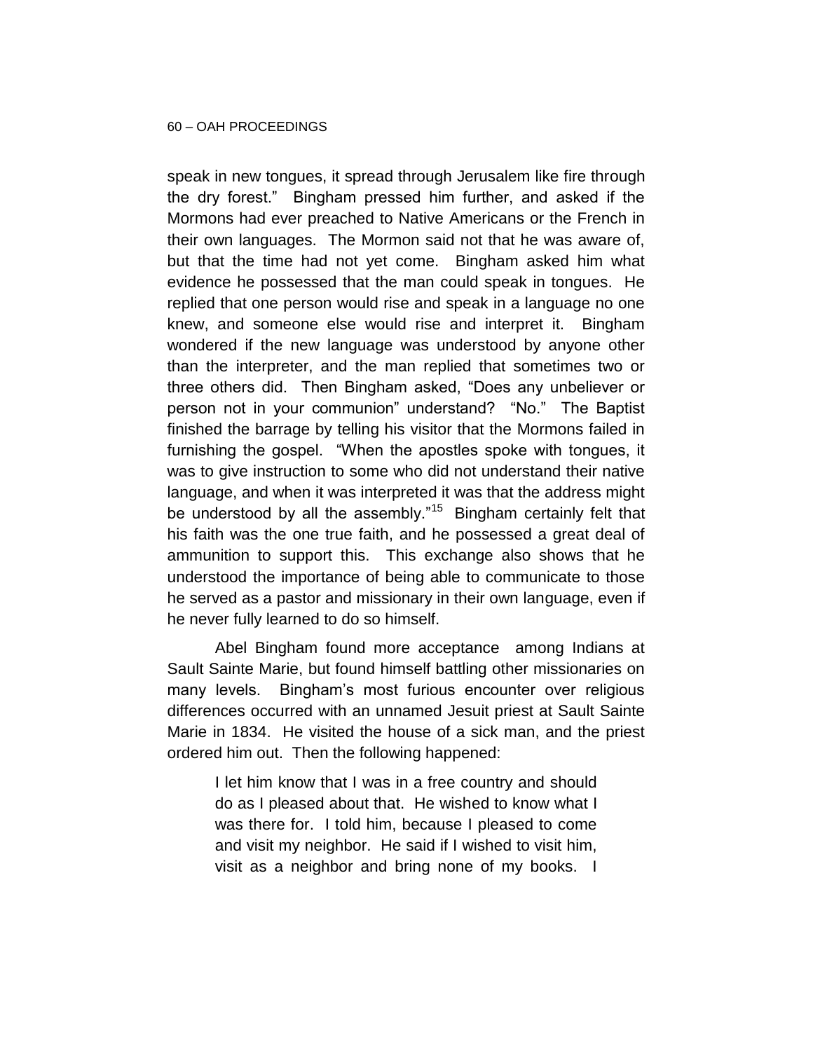speak in new tongues, it spread through Jerusalem like fire through the dry forest." Bingham pressed him further, and asked if the Mormons had ever preached to Native Americans or the French in their own languages. The Mormon said not that he was aware of, but that the time had not yet come. Bingham asked him what evidence he possessed that the man could speak in tongues. He replied that one person would rise and speak in a language no one knew, and someone else would rise and interpret it. Bingham wondered if the new language was understood by anyone other than the interpreter, and the man replied that sometimes two or three others did. Then Bingham asked, "Does any unbeliever or person not in your communion" understand? "No." The Baptist finished the barrage by telling his visitor that the Mormons failed in furnishing the gospel. "When the apostles spoke with tongues, it was to give instruction to some who did not understand their native language, and when it was interpreted it was that the address might be understood by all the assembly."[15] Bingham certainly felt that his faith was the one true faith, and he possessed a great deal of ammunition to support this. This exchange also shows that he understood the importance of being able to communicate to those he served as a pastor and missionary in their own language, even if he never fully learned to do so himself.

Abel Bingham found more acceptance among Indians at Sault Sainte Marie, but found himself battling other missionaries on many levels. Bingham's most furious encounter over religious differences occurred with an unnamed Jesuit priest at Sault Sainte Marie in 1834. He visited the house of a sick man, and the priest ordered him out. Then the following happened:

> I let him know that I was in a free country and should do as I pleased about that. He wished to know what I was there for. I told him, because I pleased to come and visit my neighbor. He said if I wished to visit him, visit as a neighbor and bring none of my books. I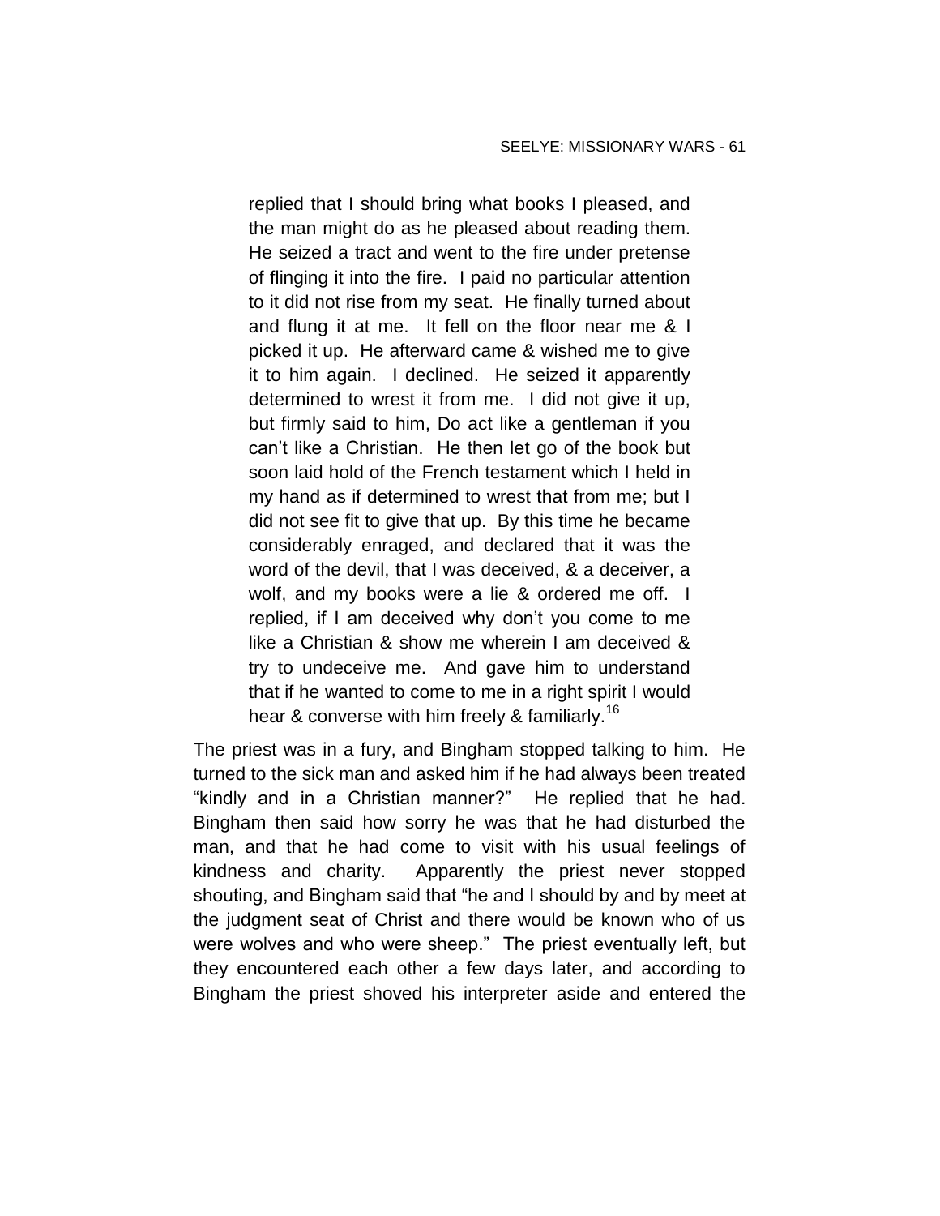> replied that I should bring what books I pleased, and the man might do as he pleased about reading them. He seized a tract and went to the fire under pretense of flinging it into the fire. I paid no particular attention to it did not rise from my seat. He finally turned about and flung it at me. It fell on the floor near me & I picked it up. He afterward came & wished me to give it to him again. I declined. He seized it apparently determined to wrest it from me. I did not give it up, but firmly said to him, Do act like a gentleman if you can't like a Christian. He then let go of the book but soon laid hold of the French testament which I held in my hand as if determined to wrest that from me; but I did not see fit to give that up. By this time he became considerably enraged, and declared that it was the word of the devil, that I was deceived, & a deceiver, a wolf, and my books were a lie & ordered me off. I replied, if I am deceived why don't you come to me like a Christian & show me wherein I am deceived & try to undeceive me. And gave him to understand that if he wanted to come to me in a right spirit I would hear & converse with him freely & familiarly.[16]

The priest was in a fury, and Bingham stopped talking to him. He turned to the sick man and asked him if he had always been treated "kindly and in a Christian manner?" He replied that he had. Bingham then said how sorry he was that he had disturbed the man, and that he had come to visit with his usual feelings of kindness and charity. Apparently the priest never stopped shouting, and Bingham said that "he and I should by and by meet at the judgment seat of Christ and there would be known who of us were wolves and who were sheep." The priest eventually left, but they encountered each other a few days later, and according to Bingham the priest shoved his interpreter aside and entered the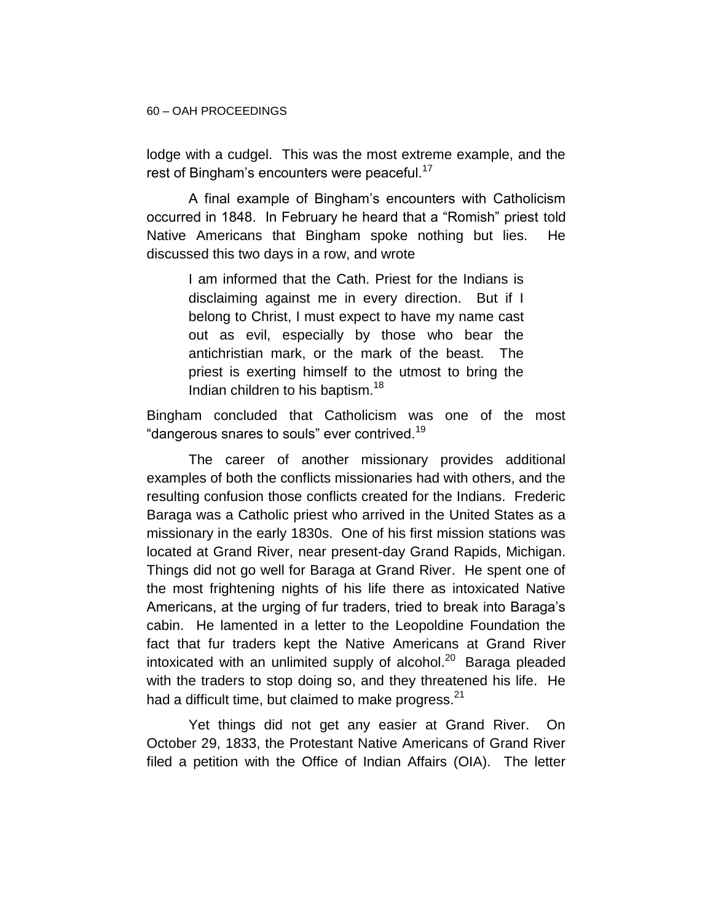lodge with a cudgel. This was the most extreme example, and the rest of Bingham's encounters were peaceful.[17]

A final example of Bingham's encounters with Catholicism occurred in 1848. In February he heard that a "Romish" priest told Native Americans that Bingham spoke nothing but lies. He discussed this two days in a row, and wrote

> I am informed that the Cath. Priest for the Indians is disclaiming against me in every direction. But if I belong to Christ, I must expect to have my name cast out as evil, especially by those who bear the antichristian mark, or the mark of the beast. The priest is exerting himself to the utmost to bring the Indian children to his baptism.[18]

Bingham concluded that Catholicism was one of the most "dangerous snares to souls" ever contrived.[19]

The career of another missionary provides additional examples of both the conflicts missionaries had with others, and the resulting confusion those conflicts created for the Indians. Frederic Baraga was a Catholic priest who arrived in the United States as a missionary in the early 1830s. One of his first mission stations was located at Grand River, near present-day Grand Rapids, Michigan. Things did not go well for Baraga at Grand River. He spent one of the most frightening nights of his life there as intoxicated Native Americans, at the urging of fur traders, tried to break into Baraga's cabin. He lamented in a letter to the Leopoldine Foundation the fact that fur traders kept the Native Americans at Grand River intoxicated with an unlimited supply of alcohol.[20] Baraga pleaded with the traders to stop doing so, and they threatened his life. He had a difficult time, but claimed to make progress.[21]

Yet things did not get any easier at Grand River. On October 29, 1833, the Protestant Native Americans of Grand River filed a petition with the Office of Indian Affairs (OIA). The letter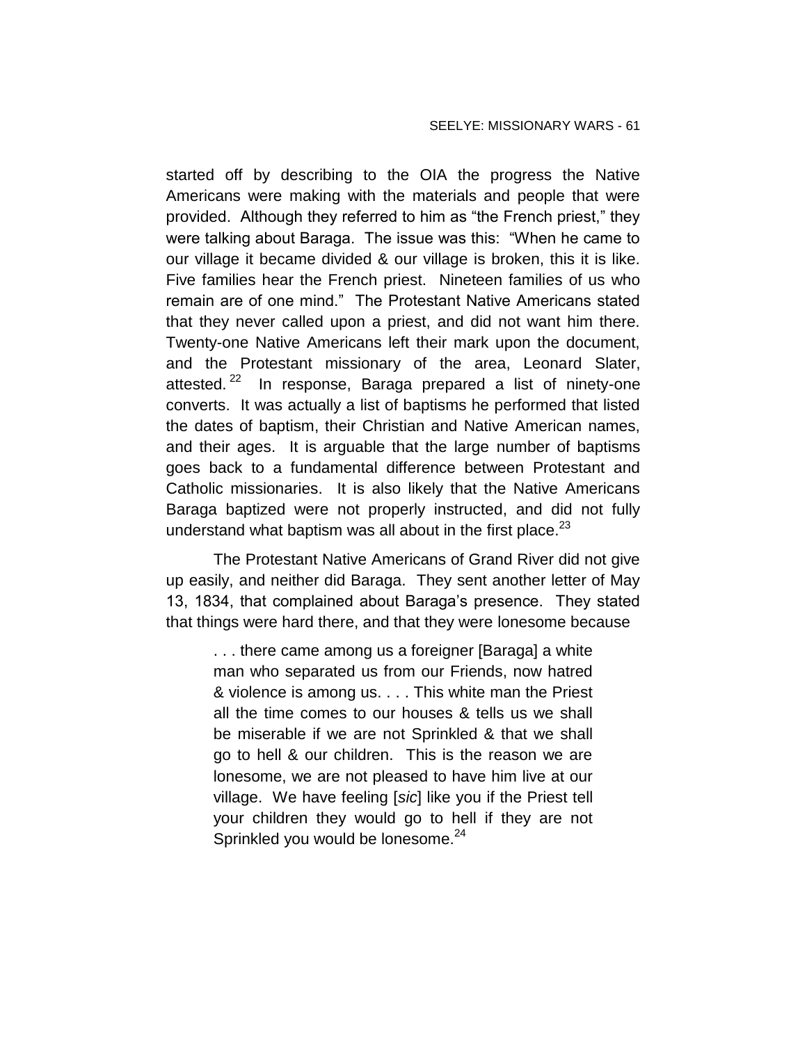started off by describing to the OIA the progress the Native Americans were making with the materials and people that were provided. Although they referred to him as "the French priest," they were talking about Baraga. The issue was this: "When he came to our village it became divided & our village is broken, this it is like. Five families hear the French priest. Nineteen families of us who remain are of one mind." The Protestant Native Americans stated that they never called upon a priest, and did not want him there. Twenty-one Native Americans left their mark upon the document, and the Protestant missionary of the area, Leonard Slater, attested.[22] In response, Baraga prepared a list of ninety-one converts. It was actually a list of baptisms he performed that listed the dates of baptism, their Christian and Native American names, and their ages. It is arguable that the large number of baptisms goes back to a fundamental difference between Protestant and Catholic missionaries. It is also likely that the Native Americans Baraga baptized were not properly instructed, and did not fully understand what baptism was all about in the first place.[23]

The Protestant Native Americans of Grand River did not give up easily, and neither did Baraga. They sent another letter of May 13, 1834, that complained about Baraga's presence. They stated that things were hard there, and that they were lonesome because

> . . . there came among us a foreigner [Baraga] a white man who separated us from our Friends, now hatred & violence is among us. . . . This white man the Priest all the time comes to our houses & tells us we shall be miserable if we are not Sprinkled & that we shall go to hell & our children. This is the reason we are lonesome, we are not pleased to have him live at our village. We have feeling [*sic*] like you if the Priest tell your children they would go to hell if they are not Sprinkled you would be lonesome.[24]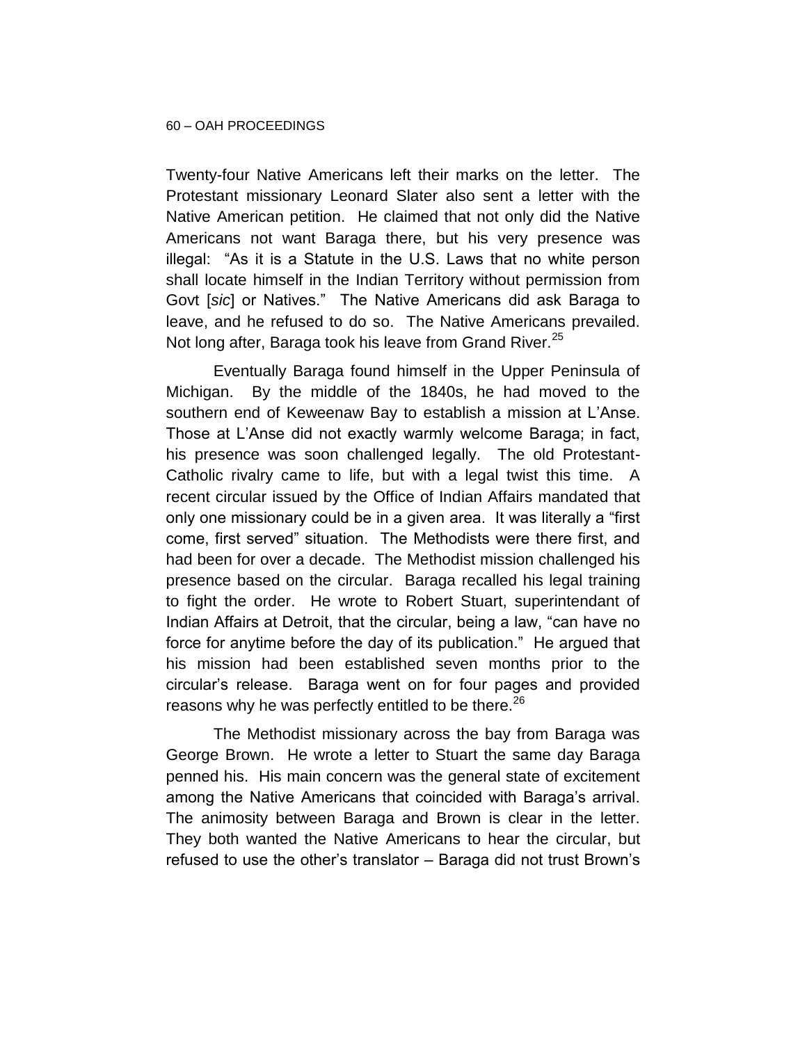Twenty-four Native Americans left their marks on the letter. The Protestant missionary Leonard Slater also sent a letter with the Native American petition. He claimed that not only did the Native Americans not want Baraga there, but his very presence was illegal: "As it is a Statute in the U.S. Laws that no white person shall locate himself in the Indian Territory without permission from Govt [*sic*] or Natives." The Native Americans did ask Baraga to leave, and he refused to do so. The Native Americans prevailed. Not long after, Baraga took his leave from Grand River.[25]

Eventually Baraga found himself in the Upper Peninsula of Michigan. By the middle of the 1840s, he had moved to the southern end of Keweenaw Bay to establish a mission at L'Anse. Those at L'Anse did not exactly warmly welcome Baraga; in fact, his presence was soon challenged legally. The old Protestant-Catholic rivalry came to life, but with a legal twist this time. A recent circular issued by the Office of Indian Affairs mandated that only one missionary could be in a given area. It was literally a "first come, first served" situation. The Methodists were there first, and had been for over a decade. The Methodist mission challenged his presence based on the circular. Baraga recalled his legal training to fight the order. He wrote to Robert Stuart, superintendant of Indian Affairs at Detroit, that the circular, being a law, "can have no force for anytime before the day of its publication." He argued that his mission had been established seven months prior to the circular's release. Baraga went on for four pages and provided reasons why he was perfectly entitled to be there.[26]

The Methodist missionary across the bay from Baraga was George Brown. He wrote a letter to Stuart the same day Baraga penned his. His main concern was the general state of excitement among the Native Americans that coincided with Baraga's arrival. The animosity between Baraga and Brown is clear in the letter. They both wanted the Native Americans to hear the circular, but refused to use the other's translator – Baraga did not trust Brown's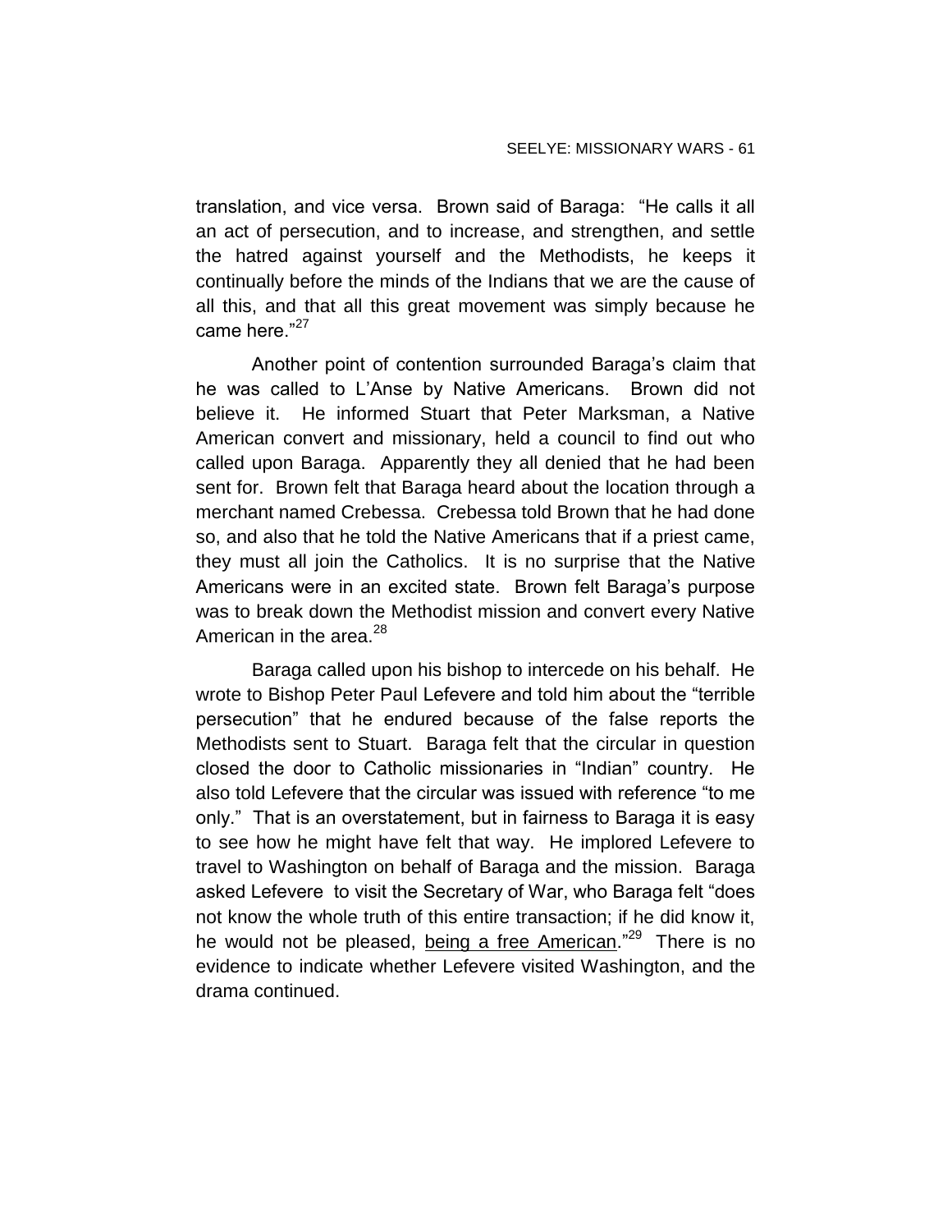translation, and vice versa. Brown said of Baraga: "He calls it all an act of persecution, and to increase, and strengthen, and settle the hatred against yourself and the Methodists, he keeps it continually before the minds of the Indians that we are the cause of all this, and that all this great movement was simply because he came here."[27]

Another point of contention surrounded Baraga's claim that he was called to L'Anse by Native Americans. Brown did not believe it. He informed Stuart that Peter Marksman, a Native American convert and missionary, held a council to find out who called upon Baraga. Apparently they all denied that he had been sent for. Brown felt that Baraga heard about the location through a merchant named Crebessa. Crebessa told Brown that he had done so, and also that he told the Native Americans that if a priest came, they must all join the Catholics. It is no surprise that the Native Americans were in an excited state. Brown felt Baraga's purpose was to break down the Methodist mission and convert every Native American in the area.[28]

Baraga called upon his bishop to intercede on his behalf. He wrote to Bishop Peter Paul Lefevere and told him about the "terrible persecution" that he endured because of the false reports the Methodists sent to Stuart. Baraga felt that the circular in question closed the door to Catholic missionaries in "Indian" country. He also told Lefevere that the circular was issued with reference "to me only." That is an overstatement, but in fairness to Baraga it is easy to see how he might have felt that way. He implored Lefevere to travel to Washington on behalf of Baraga and the mission. Baraga asked Lefevere to visit the Secretary of War, who Baraga felt "does not know the whole truth of this entire transaction; if he did know it, he would not be pleased, <u>being a free American</u>."[29] There is no evidence to indicate whether Lefevere visited Washington, and the drama continued.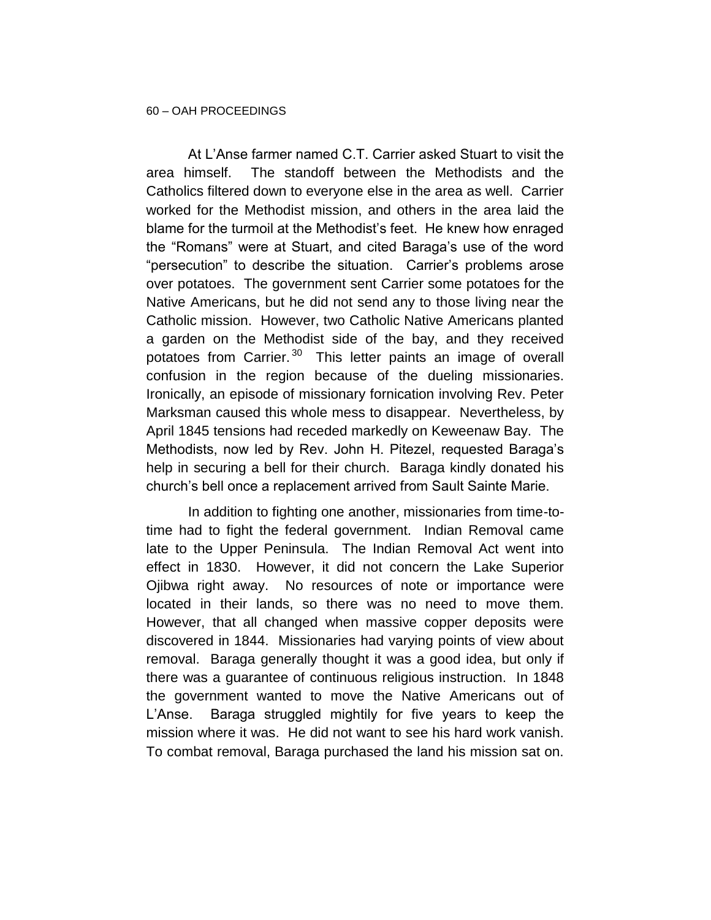At L'Anse farmer named C.T. Carrier asked Stuart to visit the area himself. The standoff between the Methodists and the Catholics filtered down to everyone else in the area as well. Carrier worked for the Methodist mission, and others in the area laid the blame for the turmoil at the Methodist's feet. He knew how enraged the "Romans" were at Stuart, and cited Baraga's use of the word "persecution" to describe the situation. Carrier's problems arose over potatoes. The government sent Carrier some potatoes for the Native Americans, but he did not send any to those living near the Catholic mission. However, two Catholic Native Americans planted a garden on the Methodist side of the bay, and they received potatoes from Carrier.[30] This letter paints an image of overall confusion in the region because of the dueling missionaries. Ironically, an episode of missionary fornication involving Rev. Peter Marksman caused this whole mess to disappear. Nevertheless, by April 1845 tensions had receded markedly on Keweenaw Bay. The Methodists, now led by Rev. John H. Pitezel, requested Baraga's help in securing a bell for their church. Baraga kindly donated his church's bell once a replacement arrived from Sault Sainte Marie.

In addition to fighting one another, missionaries from time-to-time had to fight the federal government. Indian Removal came late to the Upper Peninsula. The Indian Removal Act went into effect in 1830. However, it did not concern the Lake Superior Ojibwa right away. No resources of note or importance were located in their lands, so there was no need to move them. However, that all changed when massive copper deposits were discovered in 1844. Missionaries had varying points of view about removal. Baraga generally thought it was a good idea, but only if there was a guarantee of continuous religious instruction. In 1848 the government wanted to move the Native Americans out of L'Anse. Baraga struggled mightily for five years to keep the mission where it was. He did not want to see his hard work vanish. To combat removal, Baraga purchased the land his mission sat on.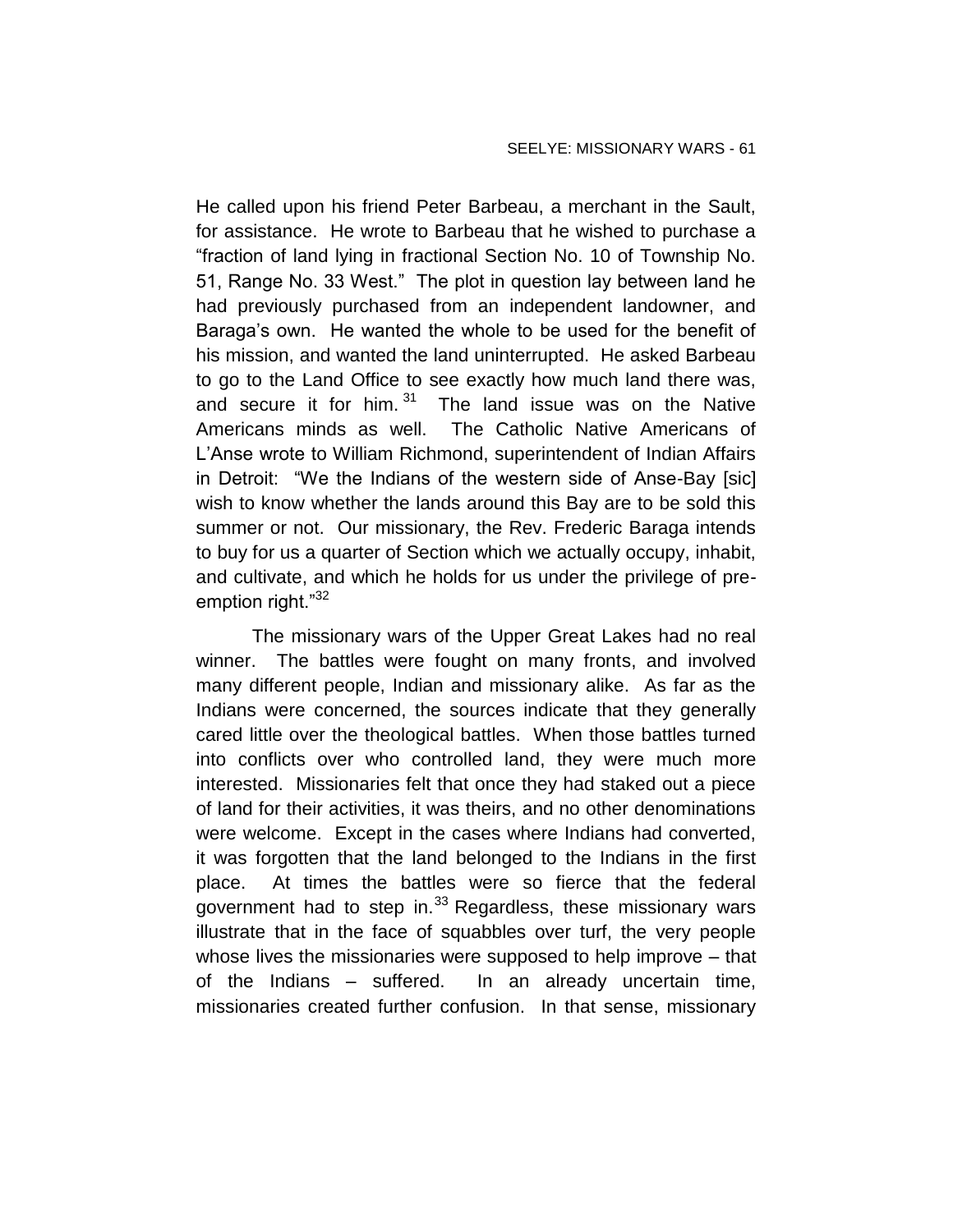He called upon his friend Peter Barbeau, a merchant in the Sault, for assistance. He wrote to Barbeau that he wished to purchase a "fraction of land lying in fractional Section No. 10 of Township No. 51, Range No. 33 West." The plot in question lay between land he had previously purchased from an independent landowner, and Baraga's own. He wanted the whole to be used for the benefit of his mission, and wanted the land uninterrupted. He asked Barbeau to go to the Land Office to see exactly how much land there was, and secure it for him.[31] The land issue was on the Native Americans minds as well. The Catholic Native Americans of L'Anse wrote to William Richmond, superintendent of Indian Affairs in Detroit: "We the Indians of the western side of Anse-Bay [sic] wish to know whether the lands around this Bay are to be sold this summer or not. Our missionary, the Rev. Frederic Baraga intends to buy for us a quarter of Section which we actually occupy, inhabit, and cultivate, and which he holds for us under the privilege of pre-emption right."[32]

The missionary wars of the Upper Great Lakes had no real winner. The battles were fought on many fronts, and involved many different people, Indian and missionary alike. As far as the Indians were concerned, the sources indicate that they generally cared little over the theological battles. When those battles turned into conflicts over who controlled land, they were much more interested. Missionaries felt that once they had staked out a piece of land for their activities, it was theirs, and no other denominations were welcome. Except in the cases where Indians had converted, it was forgotten that the land belonged to the Indians in the first place. At times the battles were so fierce that the federal government had to step in.[33] Regardless, these missionary wars illustrate that in the face of squabbles over turf, the very people whose lives the missionaries were supposed to help improve – that of the Indians – suffered. In an already uncertain time, missionaries created further confusion. In that sense, missionary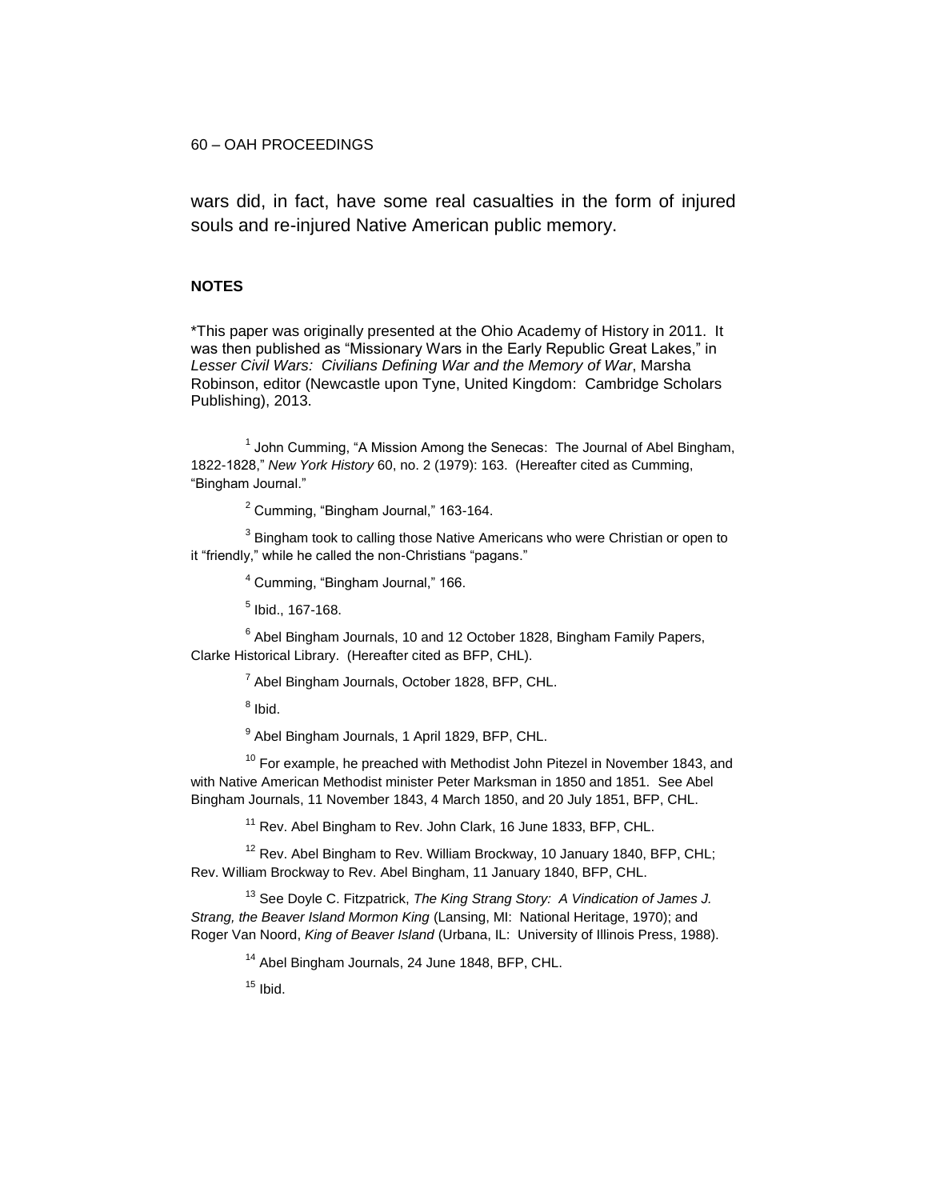wars did, in fact, have some real casualties in the form of injured souls and re-injured Native American public memory.

## NOTES

*This paper was originally presented at the Ohio Academy of History in 2011. It was then published as "Missionary Wars in the Early Republic Great Lakes," in *Lesser Civil Wars: Civilians Defining War and the Memory of War*, Marsha Robinson, editor (Newcastle upon Tyne, United Kingdom: Cambridge Scholars Publishing), 2013.

[1] John Cumming, "A Mission Among the Senecas: The Journal of Abel Bingham, 1822-1828," *New York History* 60, no. 2 (1979): 163. (Hereafter cited as Cumming, "Bingham Journal."

[2] Cumming, "Bingham Journal," 163-164.

[3] Bingham took to calling those Native Americans who were Christian or open to it "friendly," while he called the non-Christians "pagans."

[4] Cumming, "Bingham Journal," 166.

[5] Ibid., 167-168.

[6] Abel Bingham Journals, 10 and 12 October 1828, Bingham Family Papers, Clarke Historical Library. (Hereafter cited as BFP, CHL).

[7] Abel Bingham Journals, October 1828, BFP, CHL.

[8] Ibid.

[9] Abel Bingham Journals, 1 April 1829, BFP, CHL.

[10] For example, he preached with Methodist John Pitezel in November 1843, and with Native American Methodist minister Peter Marksman in 1850 and 1851. See Abel Bingham Journals, 11 November 1843, 4 March 1850, and 20 July 1851, BFP, CHL.

[11] Rev. Abel Bingham to Rev. John Clark, 16 June 1833, BFP, CHL.

[12] Rev. Abel Bingham to Rev. William Brockway, 10 January 1840, BFP, CHL; Rev. William Brockway to Rev. Abel Bingham, 11 January 1840, BFP, CHL.

[13] See Doyle C. Fitzpatrick, *The King Strang Story: A Vindication of James J. Strang, the Beaver Island Mormon King* (Lansing, MI: National Heritage, 1970); and Roger Van Noord, *King of Beaver Island* (Urbana, IL: University of Illinois Press, 1988).

[14] Abel Bingham Journals, 24 June 1848, BFP, CHL.

[15] Ibid.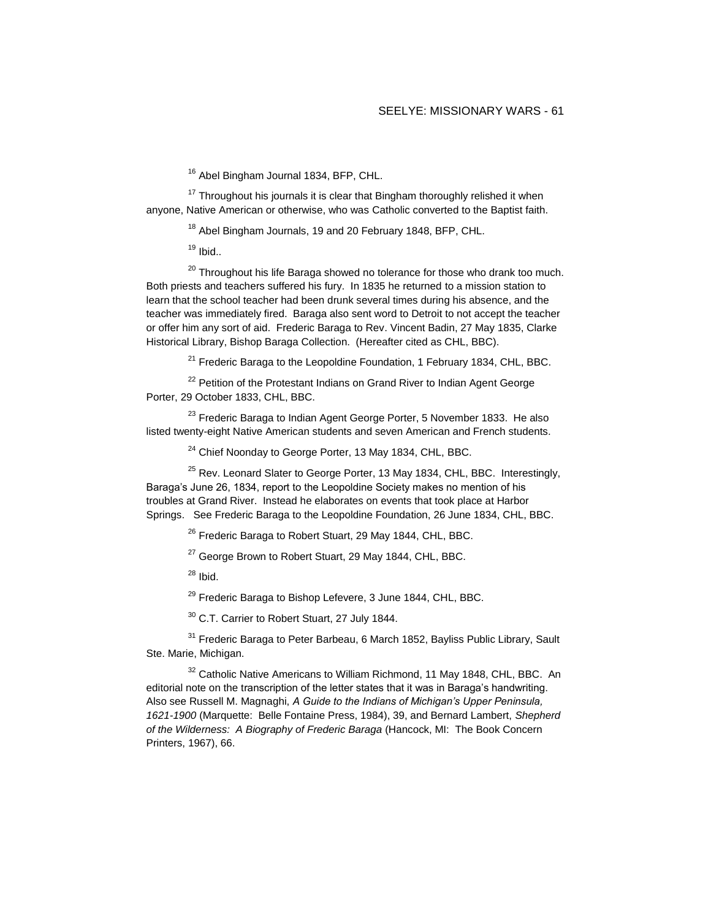[16] Abel Bingham Journal 1834, BFP, CHL.

[17] Throughout his journals it is clear that Bingham thoroughly relished it when anyone, Native American or otherwise, who was Catholic converted to the Baptist faith.

[18] Abel Bingham Journals, 19 and 20 February 1848, BFP, CHL.

[19] Ibid..

[20] Throughout his life Baraga showed no tolerance for those who drank too much. Both priests and teachers suffered his fury. In 1835 he returned to a mission station to learn that the school teacher had been drunk several times during his absence, and the teacher was immediately fired. Baraga also sent word to Detroit to not accept the teacher or offer him any sort of aid. Frederic Baraga to Rev. Vincent Badin, 27 May 1835, Clarke Historical Library, Bishop Baraga Collection. (Hereafter cited as CHL, BBC).

[21] Frederic Baraga to the Leopoldine Foundation, 1 February 1834, CHL, BBC.

[22] Petition of the Protestant Indians on Grand River to Indian Agent George Porter, 29 October 1833, CHL, BBC.

[23] Frederic Baraga to Indian Agent George Porter, 5 November 1833. He also listed twenty-eight Native American students and seven American and French students.

[24] Chief Noonday to George Porter, 13 May 1834, CHL, BBC.

[25] Rev. Leonard Slater to George Porter, 13 May 1834, CHL, BBC. Interestingly, Baraga's June 26, 1834, report to the Leopoldine Society makes no mention of his troubles at Grand River. Instead he elaborates on events that took place at Harbor Springs. See Frederic Baraga to the Leopoldine Foundation, 26 June 1834, CHL, BBC.

[26] Frederic Baraga to Robert Stuart, 29 May 1844, CHL, BBC.

[27] George Brown to Robert Stuart, 29 May 1844, CHL, BBC.

[28] Ibid.

[29] Frederic Baraga to Bishop Lefevere, 3 June 1844, CHL, BBC.

[30] C.T. Carrier to Robert Stuart, 27 July 1844.

[31] Frederic Baraga to Peter Barbeau, 6 March 1852, Bayliss Public Library, Sault Ste. Marie, Michigan.

[32] Catholic Native Americans to William Richmond, 11 May 1848, CHL, BBC. An editorial note on the transcription of the letter states that it was in Baraga's handwriting. Also see Russell M. Magnaghi, *A Guide to the Indians of Michigan's Upper Peninsula, 1621-1900* (Marquette: Belle Fontaine Press, 1984), 39, and Bernard Lambert, *Shepherd of the Wilderness: A Biography of Frederic Baraga* (Hancock, MI: The Book Concern Printers, 1967), 66.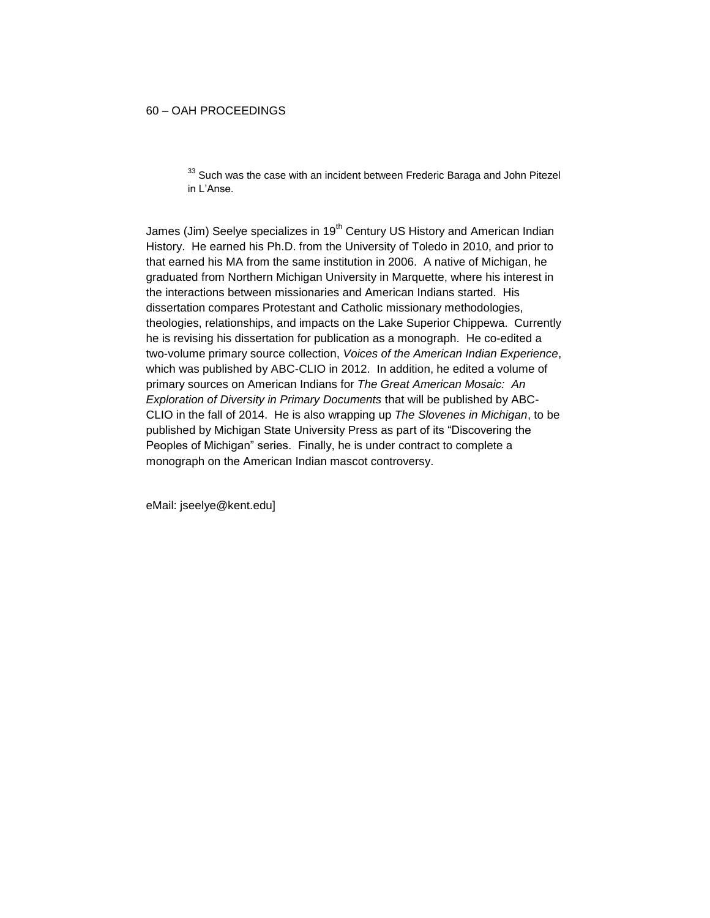[33] Such was the case with an incident between Frederic Baraga and John Pitezel in L'Anse.

James (Jim) Seelye specializes in 19th Century US History and American Indian History. He earned his Ph.D. from the University of Toledo in 2010, and prior to that earned his MA from the same institution in 2006. A native of Michigan, he graduated from Northern Michigan University in Marquette, where his interest in the interactions between missionaries and American Indians started. His dissertation compares Protestant and Catholic missionary methodologies, theologies, relationships, and impacts on the Lake Superior Chippewa. Currently he is revising his dissertation for publication as a monograph. He co-edited a two-volume primary source collection, *Voices of the American Indian Experience*, which was published by ABC-CLIO in 2012. In addition, he edited a volume of primary sources on American Indians for *The Great American Mosaic: An Exploration of Diversity in Primary Documents* that will be published by ABC-CLIO in the fall of 2014. He is also wrapping up *The Slovenes in Michigan*, to be published by Michigan State University Press as part of its "Discovering the Peoples of Michigan" series. Finally, he is under contract to complete a monograph on the American Indian mascot controversy.

eMail: jseelye@kent.edu]